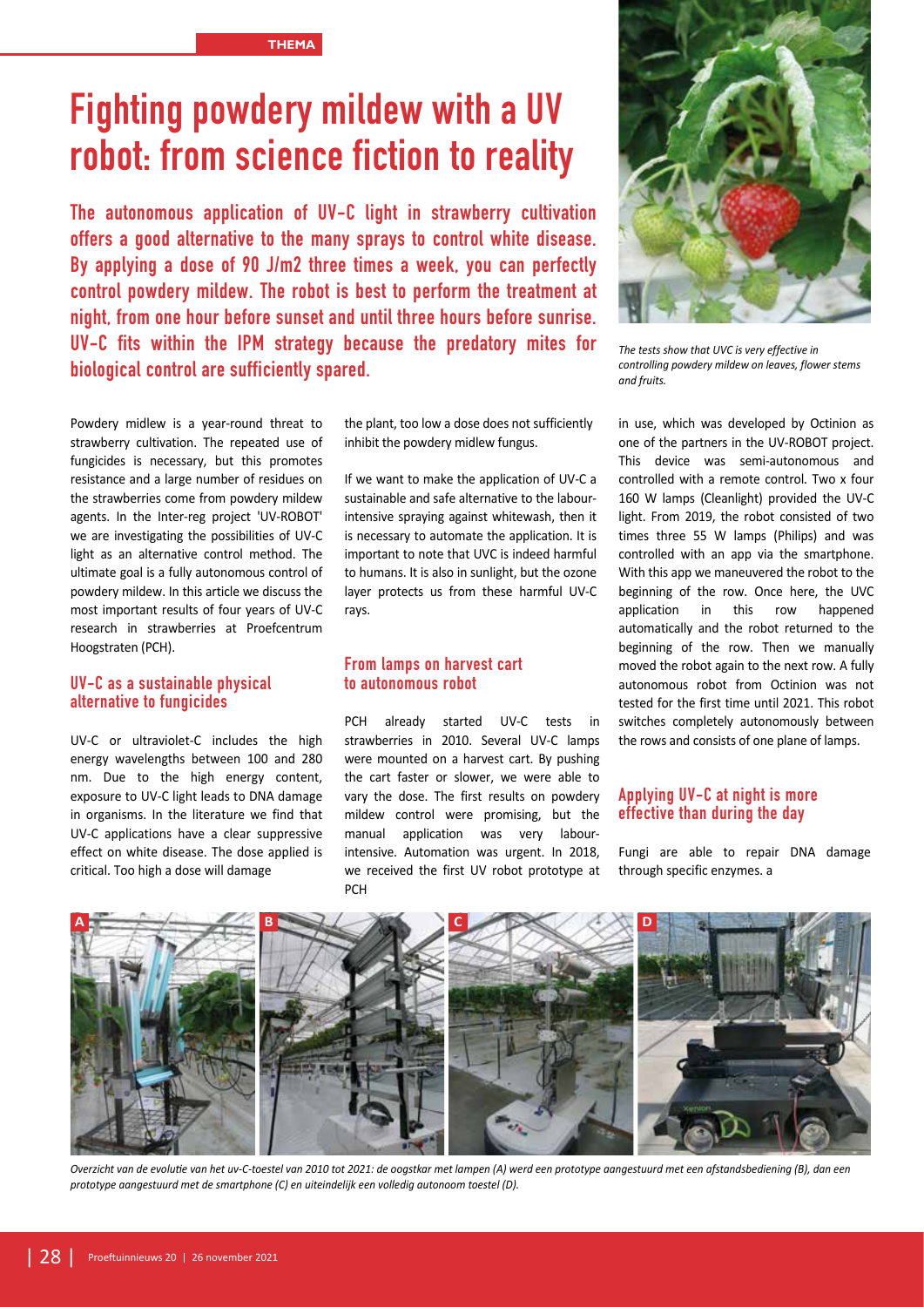# Fighting powdery mildew with a UV robot: from science fiction to reality

**The autonomous application of UV-C light in strawberry cultivation offers a good alternative to the many sprays to control white disease. By applying a dose of 90 J/m2 three times a week, you can perfectly control powdery mildew. The robot is best to perform the treatment at night, from one hour before sunset and until three hours before sunrise. UV-C fits within the IPM strategy because the predatory mites for biological control are sufficiently spared.**

*The tests show that UVC is very effective in controlling powdery mildew on leaves, flower stems and fruits.*

Powdery midlew is a year-round threat to strawberry cultivation. The repeated use of fungicides is necessary, but this promotes resistance and a large number of residues on the strawberries come from powdery mildew agents. In the Inter-reg project 'UV-ROBOT' we are investigating the possibilities of UV-C light as an alternative control method. The ultimate goal is a fully autonomous control of powdery mildew. In this article we discuss the most important results of four years of UV-C research in strawberries at Proefcentrum Hoogstraten (PCH).

## UV-C as a sustainable physical alternative to fungicides

UV-C or ultraviolet-C includes the high energy wavelengths between 100 and 280 nm. Due to the high energy content, exposure to UV-C light leads to DNA damage in organisms. In the literature we find that UV-C applications have a clear suppressive effect on white disease. The dose applied is critical. Too high a dose will damage the plant, too low a dose does not sufficiently inhibit the powdery midlew fungus.

If we want to make the application of UV-C a sustainable and safe alternative to the labour-intensive spraying against whitewash, then it is necessary to automate the application. It is important to note that UVC is indeed harmful to humans. It is also in sunlight, but the ozone layer protects us from these harmful UV-C rays.

## From lamps on harvest cart to autonomous robot

PCH already started UV-C tests in strawberries in 2010. Several UV-C lamps were mounted on a harvest cart. By pushing the cart faster or slower, we were able to vary the dose. The first results on powdery mildew control were promising, but the manual application was very labour-intensive. Automation was urgent. In 2018, we received the first UV robot prototype at PCH in use, which was developed by Octinion as one of the partners in the UV-ROBOT project. This device was semi-autonomous and controlled with a remote control. Two x four 160 W lamps (Cleanlight) provided the UV-C light. From 2019, the robot consisted of two times three 55 W lamps (Philips) and was controlled with an app via the smartphone. With this app we maneuvered the robot to the beginning of the row. Once here, the UVC application in this row happened automatically and the robot returned to the beginning of the row. Then we manually moved the robot again to the next row. A fully autonomous robot from Octinion was not tested for the first time until 2021. This robot switches completely autonomously between the rows and consists of one plane of lamps.

## Applying UV-C at night is more effective than during the day

Fungi are able to repair DNA damage through specific enzymes. a

*Overzicht van de evolutie van het uv-C-toestel van 2010 tot 2021: de oogstkar met lampen (A) werd een prototype aangestuurd met een afstandsbediening (B), dan een prototype aangestuurd met de smartphone (C) en uiteindelijk een volledig autonoom toestel (D).*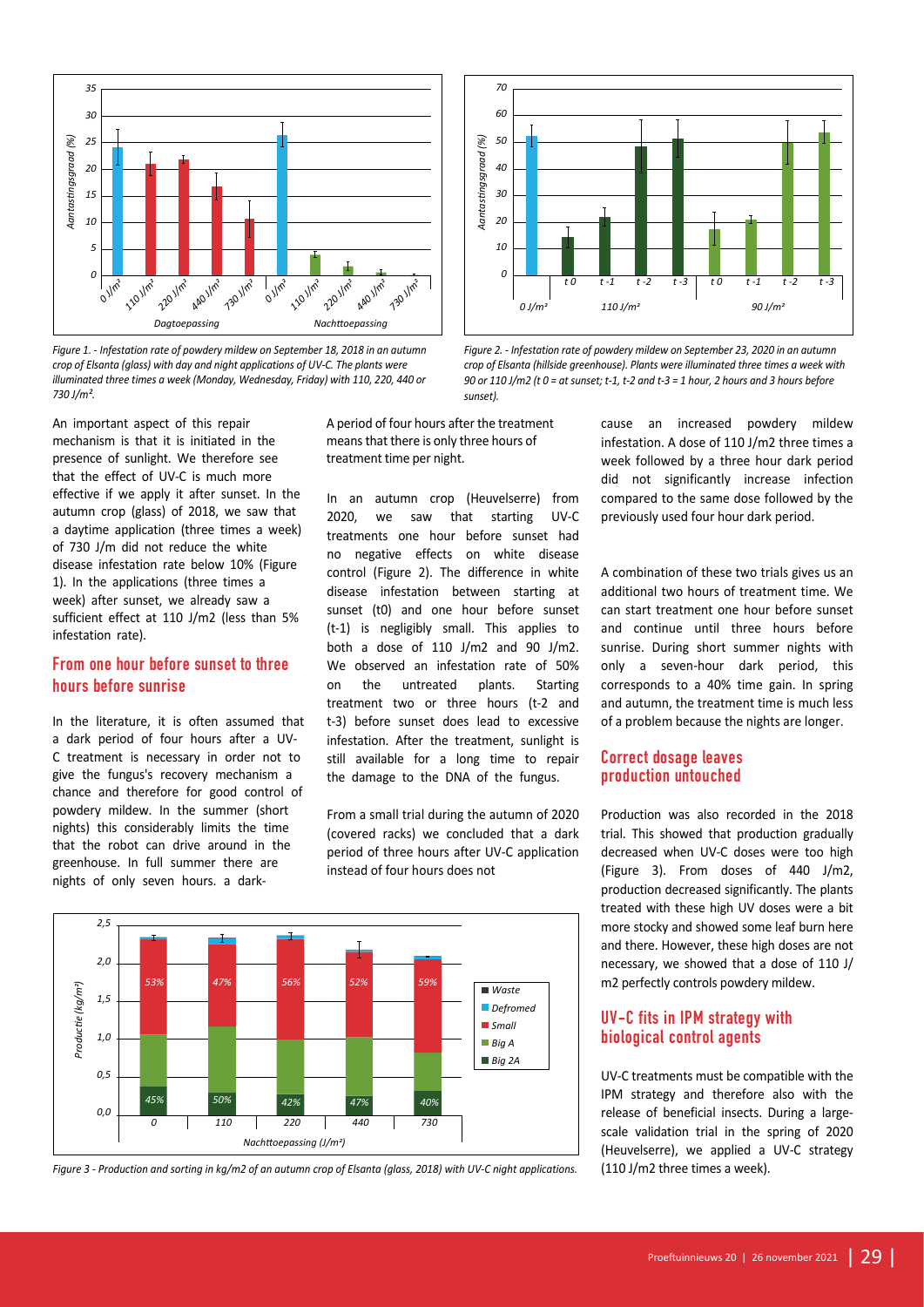*Figure 1. - Infestation rate of powdery mildew on September 18, 2018 in an autumn crop of Elsanta (glass) with day and night applications of UV-C. The plants were illuminated three times a week (Monday, Wednesday, Friday) with 110, 220, 440 or 730 J/m².*

*Figure 2. - Infestation rate of powdery mildew on September 23, 2020 in an autumn crop of Elsanta (hillside greenhouse). Plants were illuminated three times a week with 90 or 110 J/m2 (t 0 = at sunset; t-1, t-2 and t-3 = 1 hour, 2 hours and 3 hours before sunset).*

An important aspect of this repair mechanism is that it is initiated in the presence of sunlight. We therefore see that the effect of UV-C is much more effective if we apply it after sunset. In the autumn crop (glass) of 2018, we saw that a daytime application (three times a week) of 730 J/m did not reduce the white disease infestation rate below 10% (Figure 1). In the applications (three times a week) after sunset, we already saw a sufficient effect at 110 J/m2 (less than 5% infestation rate).

## From one hour before sunset to three hours before sunrise

In the literature, it is often assumed that a dark period of four hours after a UV-C treatment is necessary in order not to give the fungus's recovery mechanism a chance and therefore for good control of powdery mildew. In the summer (short nights) this considerably limits the time that the robot can drive around in the greenhouse. In full summer there are nights of only seven hours. a dark-period of four hours after the treatment means that there is only three hours of treatment time per night.

In an autumn crop (Heuvelserre) from 2020, we saw that starting UV-C treatments one hour before sunset had no negative effects on white disease control (Figure 2). The difference in white disease infestation between starting at sunset (t0) and one hour before sunset (t-1) is negligibly small. This applies to both a dose of 110 J/m2 and 90 J/m2. We observed an infestation rate of 50% on the untreated plants. Starting treatment two or three hours (t-2 and t-3) before sunset does lead to excessive infestation. After the treatment, sunlight is still available for a long time to repair the damage to the DNA of the fungus.

From a small trial during the autumn of 2020 (covered racks) we concluded that a dark period of three hours after UV-C application instead of four hours does not cause an increased powdery mildew infestation. A dose of 110 J/m2 three times a week followed by a three hour dark period did not significantly increase infection compared to the same dose followed by the previously used four hour dark period.

A combination of these two trials gives us an additional two hours of treatment time. We can start treatment one hour before sunset and continue until three hours before sunrise. During short summer nights with only a seven-hour dark period, this corresponds to a 40% time gain. In spring and autumn, the treatment time is much less of a problem because the nights are longer.

*Figure 3 - Production and sorting in kg/m2 of an autumn crop of Elsanta (glass, 2018) with UV-C night applications.*

## Correct dosage leaves production untouched

Production was also recorded in the 2018 trial. This showed that production gradually decreased when UV-C doses were too high (Figure 3). From doses of 440 J/m2, production decreased significantly. The plants treated with these high UV doses were a bit more stocky and showed some leaf burn here and there. However, these high doses are not necessary, we showed that a dose of 110 J/m2 perfectly controls powdery mildew.

## UV-C fits in IPM strategy with biological control agents

UV-C treatments must be compatible with the IPM strategy and therefore also with the release of beneficial insects. During a large-scale validation trial in the spring of 2020 (Heuvelserre), we applied a UV-C strategy (110 J/m2 three times a week).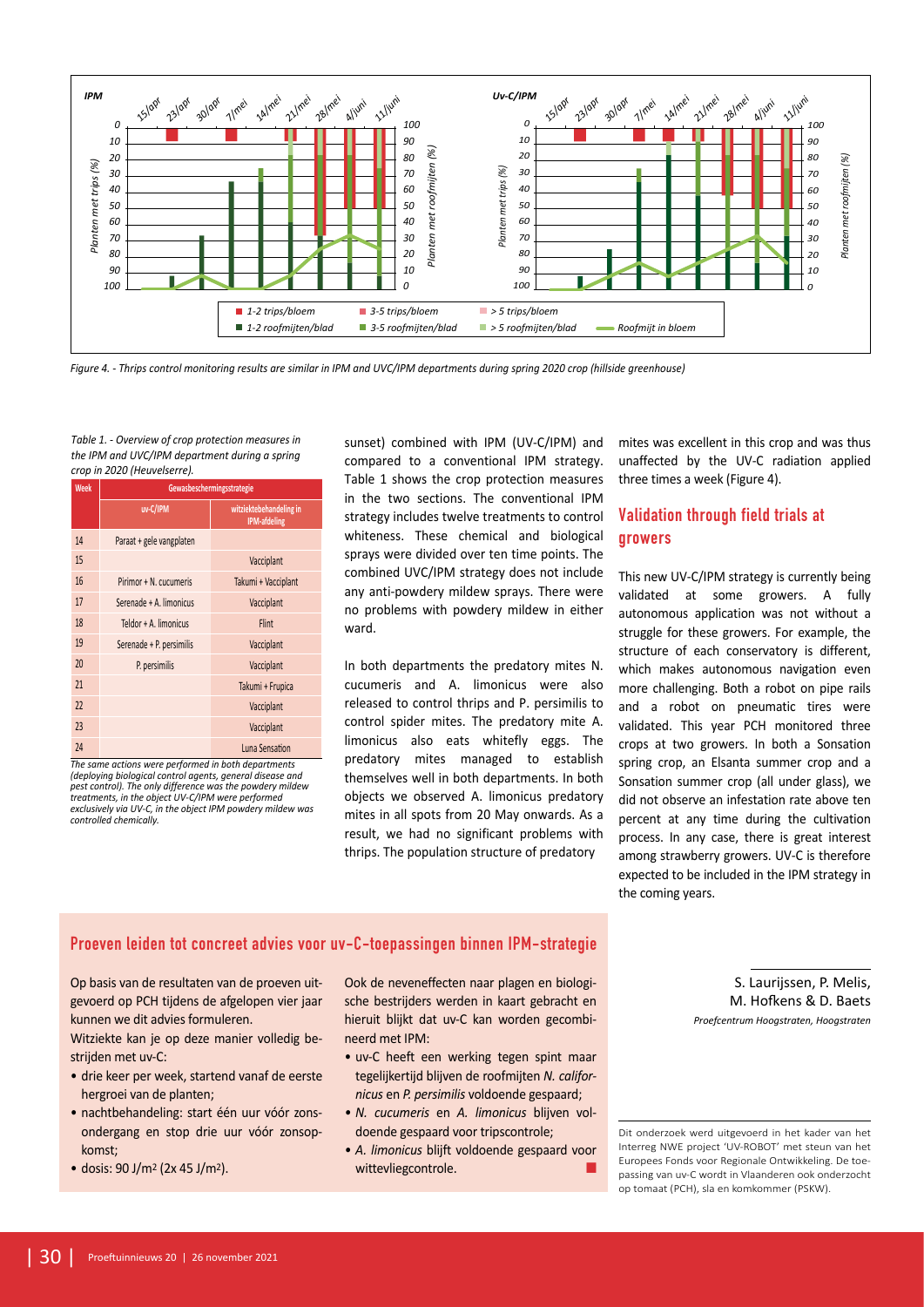IPM

15/apr 23/apr 30/apr 7/mei 14/mei 21/mei 28/mei 4/juni 11/juni

Planten met trips (%)

0 10 20 30 40 50 60 70 80 90 100

Planten met roofmijten (%)

100 90 80 70 60 50 40 30 20 10 0

Uv-C/IPM

15/apr 23/apr 30/apr 7/mei 14/mei 21/mei 28/mei 4/juni 11/juni

Planten met trips (%)

0 10 20 30 40 50 60 70 80 90 100

Planten met roofmijten (%)

100 90 80 70 60 50 40 30 20 10 0

1-2 trips/bloem · 3-5 trips/bloem · > 5 trips/bloem

1-2 roofmijten/blad · 3-5 roofmijten/blad · > 5 roofmijten/blad · Roofmijt in bloem

*Figure 4. - Thrips control monitoring results are similar in IPM and UVC/IPM departments during spring 2020 crop (hillside greenhouse)*

*Table 1. - Overview of crop protection measures in the IPM and UVC/IPM department during a spring crop in 2020 (Heuvelserre).*

| Week | Gewasbeschermingsstrategie | |
|---|---|---|
| | uv-C/IPM | witziektebehandeling in IPM-afdeling |
| 14 | Paraat + gele vangplaten | |
| 15 | | Vacciplant |
| 16 | Pirimor + N. cucumeris | Takumi + Vacciplant |
| 17 | Serenade + A. limonicus | Vacciplant |
| 18 | Teldor + A. limonicus | Flint |
| 19 | Serenade + P. persimilis | Vacciplant |
| 20 | P. persimilis | Vacciplant |
| 21 | | Takumi + Frupica |
| 22 | | Vacciplant |
| 23 | | Vacciplant |
| 24 | | Luna Sensation |

*The same actions were performed in both departments (deploying biological control agents, general disease and pest control). The only difference was the powdery mildew treatments, in the object UV-C/IPM were performed exclusively via UV-C, in the object IPM powdery mildew was controlled chemically.*

sunset) combined with IPM (UV-C/IPM) and compared to a conventional IPM strategy. Table 1 shows the crop protection measures in the two sections. The conventional IPM strategy includes twelve treatments to control whiteness. These chemical and biological sprays were divided over ten time points. The combined UVC/IPM strategy does not include any anti-powdery mildew sprays. There were no problems with powdery mildew in either ward.

In both departments the predatory mites N. cucumeris and A. limonicus were also released to control thrips and P. persimilis to control spider mites. The predatory mite A. limonicus also eats whitefly eggs. The predatory mites managed to establish themselves well in both departments. In both objects we observed A. limonicus predatory mites in all spots from 20 May onwards. As a result, we had no significant problems with thrips. The population structure of predatory mites was excellent in this crop and was thus unaffected by the UV-C radiation applied three times a week (Figure 4).

## Validation through field trials at growers

This new UV-C/IPM strategy is currently being validated at some growers. A fully autonomous application was not without a struggle for these growers. For example, the structure of each conservatory is different, which makes autonomous navigation even more challenging. Both a robot on pipe rails and a robot on pneumatic tires were validated. This year PCH monitored three crops at two growers. In both a Sonsation spring crop, an Elsanta summer crop and a Sonsation summer crop (all under glass), we did not observe an infestation rate above ten percent at any time during the cultivation process. In any case, there is great interest among strawberry growers. UV-C is therefore expected to be included in the IPM strategy in the coming years.

## Proeven leiden tot concreet advies voor uv-C-toepassingen binnen IPM-strategie

Op basis van de resultaten van de proeven uitgevoerd op PCH tijdens de afgelopen vier jaar kunnen we dit advies formuleren.

Witziekte kan je op deze manier volledig bestrijden met uv-C:

- drie keer per week, startend vanaf de eerste hergroei van de planten;
- nachtbehandeling: start één uur vóór zonsondergang en stop drie uur vóór zonsopkomst;
- dosis: 90 J/m² (2x 45 J/m²).

Ook de neveneffecten naar plagen en biologische bestrijders werden in kaart gebracht en hieruit blijkt dat uv-C kan worden gecombineerd met IPM:

- uv-C heeft een werking tegen spint maar tegelijkertijd blijven de roofmijten *N. californicus* en *P. persimilis* voldoende gespaard;
- *N. cucumeris* en *A. limonicus* blijven voldoende gespaard voor tripscontrole;
- *A. limonicus* blijft voldoende gespaard voor wittevliegcontrole.

S. Laurijssen, P. Melis, M. Hofkens & D. Baets
*Proefcentrum Hoogstraten, Hoogstraten*

Dit onderzoek werd uitgevoerd in het kader van het Interreg NWE project 'UV-ROBOT' met steun van het Europees Fonds voor Regionale Ontwikkeling. De toepassing van uv-C wordt in Vlaanderen ook onderzocht op tomaat (PCH), sla en komkommer (PSKW).